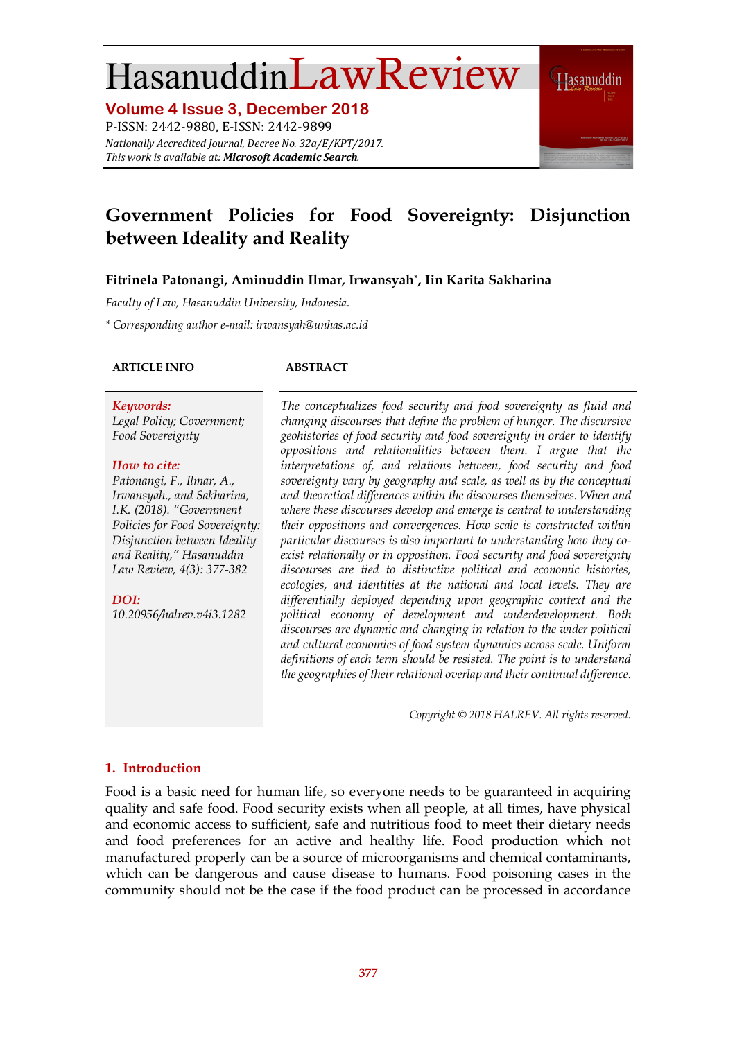# Hasanuddin Law Review

**Volume 4 Issue 3, December 2018**

P-ISSN: 2442-9880, E-ISSN: 2442-9899

*Nationally Accredited Journal, Decree No. 32a/E/KPT/2017.*

*This work is available at:* ***Microsoft Academic Search****.*

# Government Policies for Food Sovereignty: Disjunction between Ideality and Reality

**Fitrinela Patonangi, Aminuddin Ilmar, Irwansyah*, Iin Karita Sakharina**

*Faculty of Law, Hasanuddin University, Indonesia.*

*\* Corresponding author e-mail: irwansyah@unhas.ac.id*

**ARTICLE INFO**

***Keywords:***
*Legal Policy; Government; Food Sovereignty*

***How to cite:***
*Patonangi, F., Ilmar, A., Irwansyah., and Sakharina, I.K. (2018). "Government Policies for Food Sovereignty: Disjunction between Ideality and Reality," Hasanuddin Law Review, 4(3): 377-382*

***DOI:***
*10.20956/halrev.v4i3.1282*

**ABSTRACT**

*The conceptualizes food security and food sovereignty as fluid and changing discourses that define the problem of hunger. The discursive geohistories of food security and food sovereignty in order to identify oppositions and relationalities between them. I argue that the interpretations of, and relations between, food security and food sovereignty vary by geography and scale, as well as by the conceptual and theoretical differences within the discourses themselves. When and where these discourses develop and emerge is central to understanding their oppositions and convergences. How scale is constructed within particular discourses is also important to understanding how they co-exist relationally or in opposition. Food security and food sovereignty discourses are tied to distinctive political and economic histories, ecologies, and identities at the national and local levels. They are differentially deployed depending upon geographic context and the political economy of development and underdevelopment. Both discourses are dynamic and changing in relation to the wider political and cultural economies of food system dynamics across scale. Uniform definitions of each term should be resisted. The point is to understand the geographies of their relational overlap and their continual difference.*

*Copyright © 2018 HALREV. All rights reserved.*

## 1. Introduction

Food is a basic need for human life, so everyone needs to be guaranteed in acquiring quality and safe food. Food security exists when all people, at all times, have physical and economic access to sufficient, safe and nutritious food to meet their dietary needs and food preferences for an active and healthy life. Food production which not manufactured properly can be a source of microorganisms and chemical contaminants, which can be dangerous and cause disease to humans. Food poisoning cases in the community should not be the case if the food product can be processed in accordance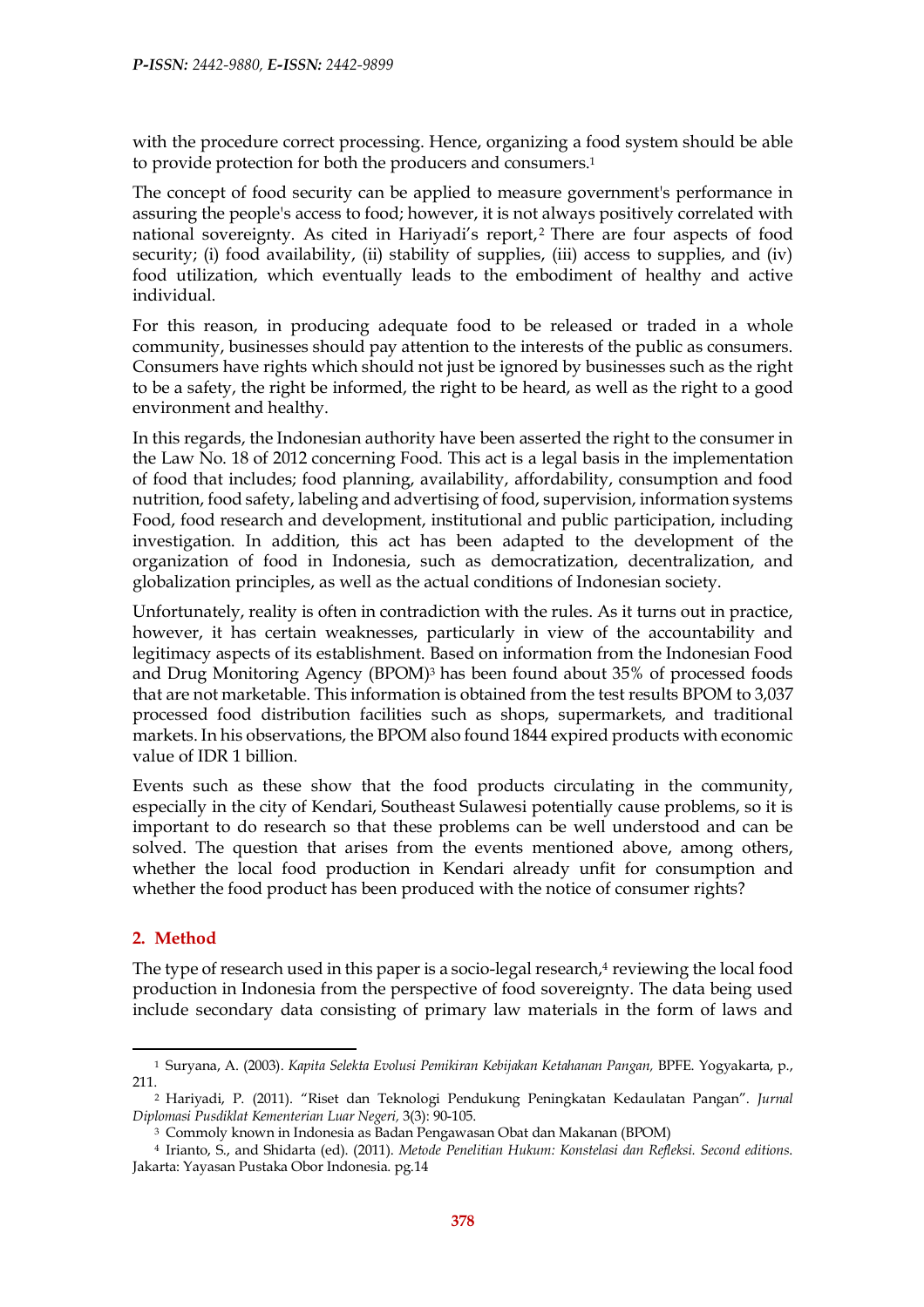with the procedure correct processing. Hence, organizing a food system should be able to provide protection for both the producers and consumers.[1]

The concept of food security can be applied to measure government's performance in assuring the people's access to food; however, it is not always positively correlated with national sovereignty. As cited in Hariyadi's report,[2] There are four aspects of food security; (i) food availability, (ii) stability of supplies, (iii) access to supplies, and (iv) food utilization, which eventually leads to the embodiment of healthy and active individual.

For this reason, in producing adequate food to be released or traded in a whole community, businesses should pay attention to the interests of the public as consumers. Consumers have rights which should not just be ignored by businesses such as the right to be a safety, the right be informed, the right to be heard, as well as the right to a good environment and healthy.

In this regards, the Indonesian authority have been asserted the right to the consumer in the Law No. 18 of 2012 concerning Food. This act is a legal basis in the implementation of food that includes; food planning, availability, affordability, consumption and food nutrition, food safety, labeling and advertising of food, supervision, information systems Food, food research and development, institutional and public participation, including investigation. In addition, this act has been adapted to the development of the organization of food in Indonesia, such as democratization, decentralization, and globalization principles, as well as the actual conditions of Indonesian society.

Unfortunately, reality is often in contradiction with the rules. As it turns out in practice, however, it has certain weaknesses, particularly in view of the accountability and legitimacy aspects of its establishment. Based on information from the Indonesian Food and Drug Monitoring Agency (BPOM)[3] has been found about 35% of processed foods that are not marketable. This information is obtained from the test results BPOM to 3,037 processed food distribution facilities such as shops, supermarkets, and traditional markets. In his observations, the BPOM also found 1844 expired products with economic value of IDR 1 billion.

Events such as these show that the food products circulating in the community, especially in the city of Kendari, Southeast Sulawesi potentially cause problems, so it is important to do research so that these problems can be well understood and can be solved. The question that arises from the events mentioned above, among others, whether the local food production in Kendari already unfit for consumption and whether the food product has been produced with the notice of consumer rights?

## 2. Method

The type of research used in this paper is a socio-legal research,[4] reviewing the local food production in Indonesia from the perspective of food sovereignty. The data being used include secondary data consisting of primary law materials in the form of laws and

---

[1] Suryana, A. (2003). *Kapita Selekta Evolusi Pemikiran Kebijakan Ketahanan Pangan,* BPFE. Yogyakarta, p., 211.

[2] Hariyadi, P. (2011). "Riset dan Teknologi Pendukung Peningkatan Kedaulatan Pangan". *Jurnal Diplomasi Pusdiklat Kementerian Luar Negeri,* 3(3): 90-105.

[3] Commoly known in Indonesia as Badan Pengawasan Obat dan Makanan (BPOM)

[4] Irianto, S., and Shidarta (ed). (2011). *Metode Penelitian Hukum: Konstelasi dan Refleksi. Second editions.* Jakarta: Yayasan Pustaka Obor Indonesia. pg.14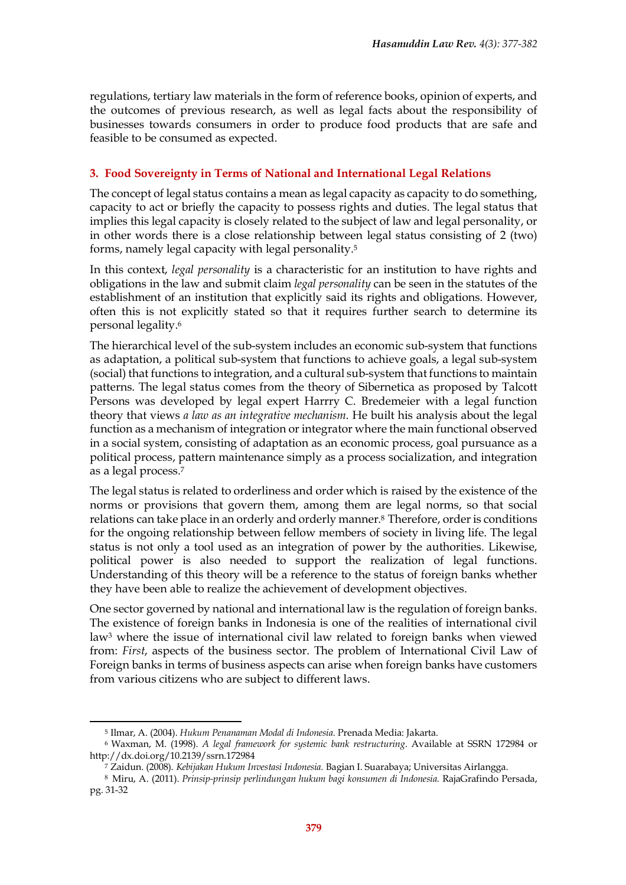regulations, tertiary law materials in the form of reference books, opinion of experts, and the outcomes of previous research, as well as legal facts about the responsibility of businesses towards consumers in order to produce food products that are safe and feasible to be consumed as expected.

## 3. Food Sovereignty in Terms of National and International Legal Relations

The concept of legal status contains a mean as legal capacity as capacity to do something, capacity to act or briefly the capacity to possess rights and duties. The legal status that implies this legal capacity is closely related to the subject of law and legal personality, or in other words there is a close relationship between legal status consisting of 2 (two) forms, namely legal capacity with legal personality.[5]

In this context, *legal personality* is a characteristic for an institution to have rights and obligations in the law and submit claim *legal personality* can be seen in the statutes of the establishment of an institution that explicitly said its rights and obligations. However, often this is not explicitly stated so that it requires further search to determine its personal legality.[6]

The hierarchical level of the sub-system includes an economic sub-system that functions as adaptation, a political sub-system that functions to achieve goals, a legal sub-system (social) that functions to integration, and a cultural sub-system that functions to maintain patterns. The legal status comes from the theory of Sibernetica as proposed by Talcott Persons was developed by legal expert Harrry C. Bredemeier with a legal function theory that views *a law as an integrative mechanism*. He built his analysis about the legal function as a mechanism of integration or integrator where the main functional observed in a social system, consisting of adaptation as an economic process, goal pursuance as a political process, pattern maintenance simply as a process socialization, and integration as a legal process.[7]

The legal status is related to orderliness and order which is raised by the existence of the norms or provisions that govern them, among them are legal norms, so that social relations can take place in an orderly and orderly manner.[8] Therefore, order is conditions for the ongoing relationship between fellow members of society in living life. The legal status is not only a tool used as an integration of power by the authorities. Likewise, political power is also needed to support the realization of legal functions. Understanding of this theory will be a reference to the status of foreign banks whether they have been able to realize the achievement of development objectives.

One sector governed by national and international law is the regulation of foreign banks. The existence of foreign banks in Indonesia is one of the realities of international civil law[3] where the issue of international civil law related to foreign banks when viewed from: *First*, aspects of the business sector. The problem of International Civil Law of Foreign banks in terms of business aspects can arise when foreign banks have customers from various citizens who are subject to different laws.

---

[5] Ilmar, A. (2004). *Hukum Penanaman Modal di Indonesia*. Prenada Media: Jakarta.

[6] Waxman, M. (1998). *A legal framework for systemic bank restructuring*. Available at SSRN 172984 or http://dx.doi.org/10.2139/ssrn.172984

[7] Zaidun. (2008). *Kebijakan Hukum Investasi Indonesia.* Bagian I. Suarabaya; Universitas Airlangga.

[8] Miru, A. (2011). *Prinsip-prinsip perlindungan hukum bagi konsumen di Indonesia.* RajaGrafindo Persada, pg. 31-32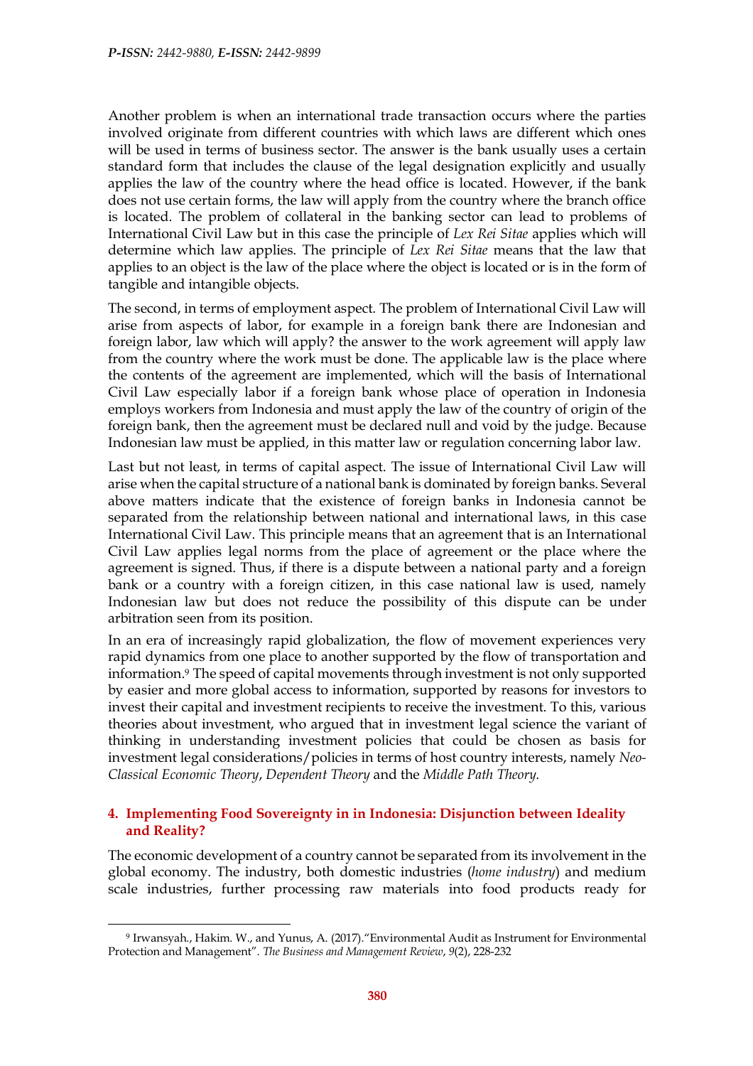Another problem is when an international trade transaction occurs where the parties involved originate from different countries with which laws are different which ones will be used in terms of business sector. The answer is the bank usually uses a certain standard form that includes the clause of the legal designation explicitly and usually applies the law of the country where the head office is located. However, if the bank does not use certain forms, the law will apply from the country where the branch office is located. The problem of collateral in the banking sector can lead to problems of International Civil Law but in this case the principle of *Lex Rei Sitae* applies which will determine which law applies. The principle of *Lex Rei Sitae* means that the law that applies to an object is the law of the place where the object is located or is in the form of tangible and intangible objects.

The second, in terms of employment aspect. The problem of International Civil Law will arise from aspects of labor, for example in a foreign bank there are Indonesian and foreign labor, law which will apply? the answer to the work agreement will apply law from the country where the work must be done. The applicable law is the place where the contents of the agreement are implemented, which will the basis of International Civil Law especially labor if a foreign bank whose place of operation in Indonesia employs workers from Indonesia and must apply the law of the country of origin of the foreign bank, then the agreement must be declared null and void by the judge. Because Indonesian law must be applied, in this matter law or regulation concerning labor law.

Last but not least, in terms of capital aspect. The issue of International Civil Law will arise when the capital structure of a national bank is dominated by foreign banks. Several above matters indicate that the existence of foreign banks in Indonesia cannot be separated from the relationship between national and international laws, in this case International Civil Law. This principle means that an agreement that is an International Civil Law applies legal norms from the place of agreement or the place where the agreement is signed. Thus, if there is a dispute between a national party and a foreign bank or a country with a foreign citizen, in this case national law is used, namely Indonesian law but does not reduce the possibility of this dispute can be under arbitration seen from its position.

In an era of increasingly rapid globalization, the flow of movement experiences very rapid dynamics from one place to another supported by the flow of transportation and information.[9] The speed of capital movements through investment is not only supported by easier and more global access to information, supported by reasons for investors to invest their capital and investment recipients to receive the investment. To this, various theories about investment, who argued that in investment legal science the variant of thinking in understanding investment policies that could be chosen as basis for investment legal considerations/policies in terms of host country interests, namely *Neo-Classical Economic Theory*, *Dependent Theory* and the *Middle Path Theory*.

## 4. Implementing Food Sovereignty in in Indonesia: Disjunction between Ideality and Reality?

The economic development of a country cannot be separated from its involvement in the global economy. The industry, both domestic industries (*home industry*) and medium scale industries, further processing raw materials into food products ready for

[9] Irwansyah., Hakim. W., and Yunus, A. (2017)."Environmental Audit as Instrument for Environmental Protection and Management". *The Business and Management Review*, *9*(2), 228-232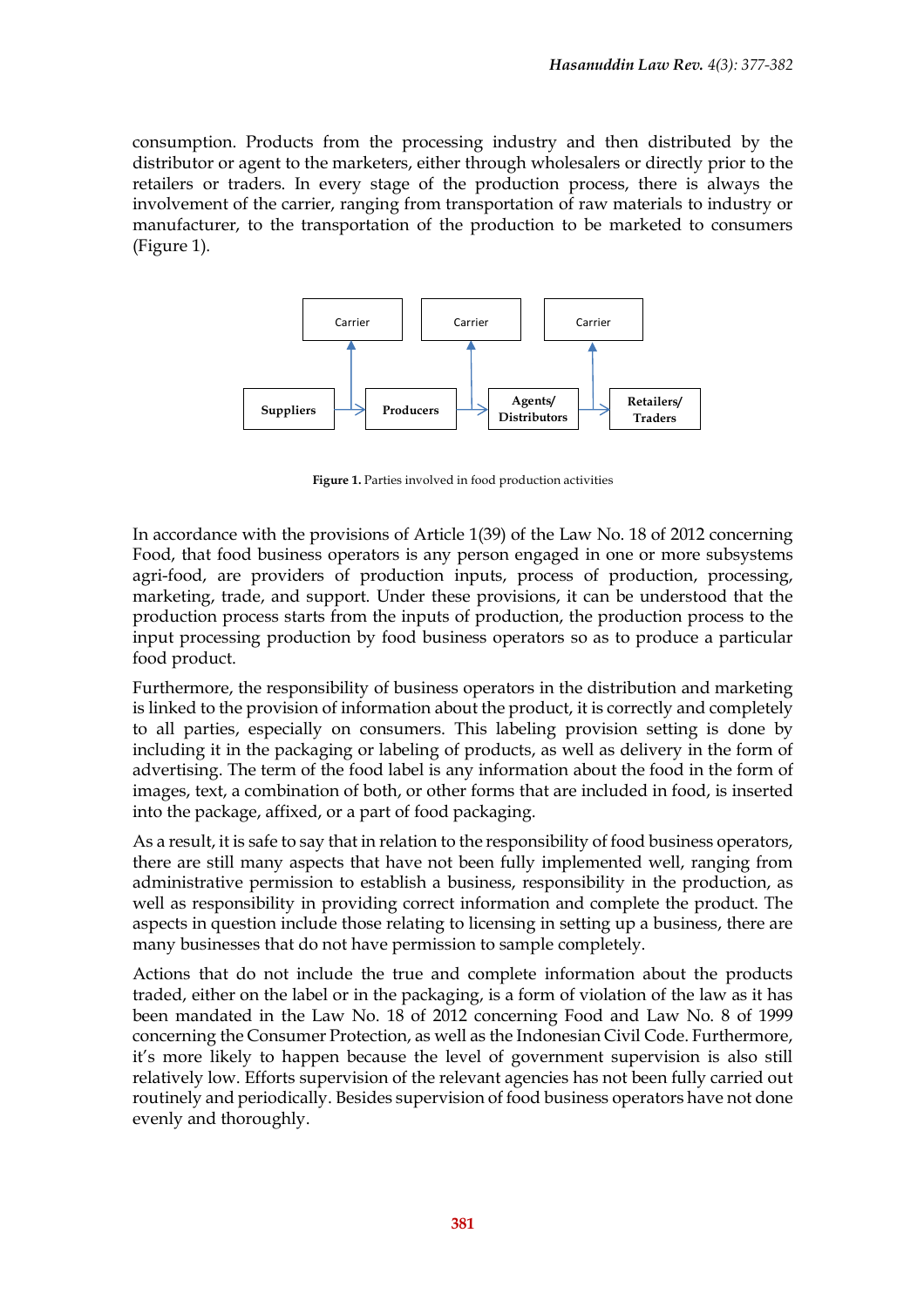consumption. Products from the processing industry and then distributed by the distributor or agent to the marketers, either through wholesalers or directly prior to the retailers or traders. In every stage of the production process, there is always the involvement of the carrier, ranging from transportation of raw materials to industry or manufacturer, to the transportation of the production to be marketed to consumers (Figure 1).

**Figure 1.** Parties involved in food production activities

In accordance with the provisions of Article 1(39) of the Law No. 18 of 2012 concerning Food, that food business operators is any person engaged in one or more subsystems agri-food, are providers of production inputs, process of production, processing, marketing, trade, and support. Under these provisions, it can be understood that the production process starts from the inputs of production, the production process to the input processing production by food business operators so as to produce a particular food product.

Furthermore, the responsibility of business operators in the distribution and marketing is linked to the provision of information about the product, it is correctly and completely to all parties, especially on consumers. This labeling provision setting is done by including it in the packaging or labeling of products, as well as delivery in the form of advertising. The term of the food label is any information about the food in the form of images, text, a combination of both, or other forms that are included in food, is inserted into the package, affixed, or a part of food packaging.

As a result, it is safe to say that in relation to the responsibility of food business operators, there are still many aspects that have not been fully implemented well, ranging from administrative permission to establish a business, responsibility in the production, as well as responsibility in providing correct information and complete the product. The aspects in question include those relating to licensing in setting up a business, there are many businesses that do not have permission to sample completely.

Actions that do not include the true and complete information about the products traded, either on the label or in the packaging, is a form of violation of the law as it has been mandated in the Law No. 18 of 2012 concerning Food and Law No. 8 of 1999 concerning the Consumer Protection, as well as the Indonesian Civil Code. Furthermore, it's more likely to happen because the level of government supervision is also still relatively low. Efforts supervision of the relevant agencies has not been fully carried out routinely and periodically. Besides supervision of food business operators have not done evenly and thoroughly.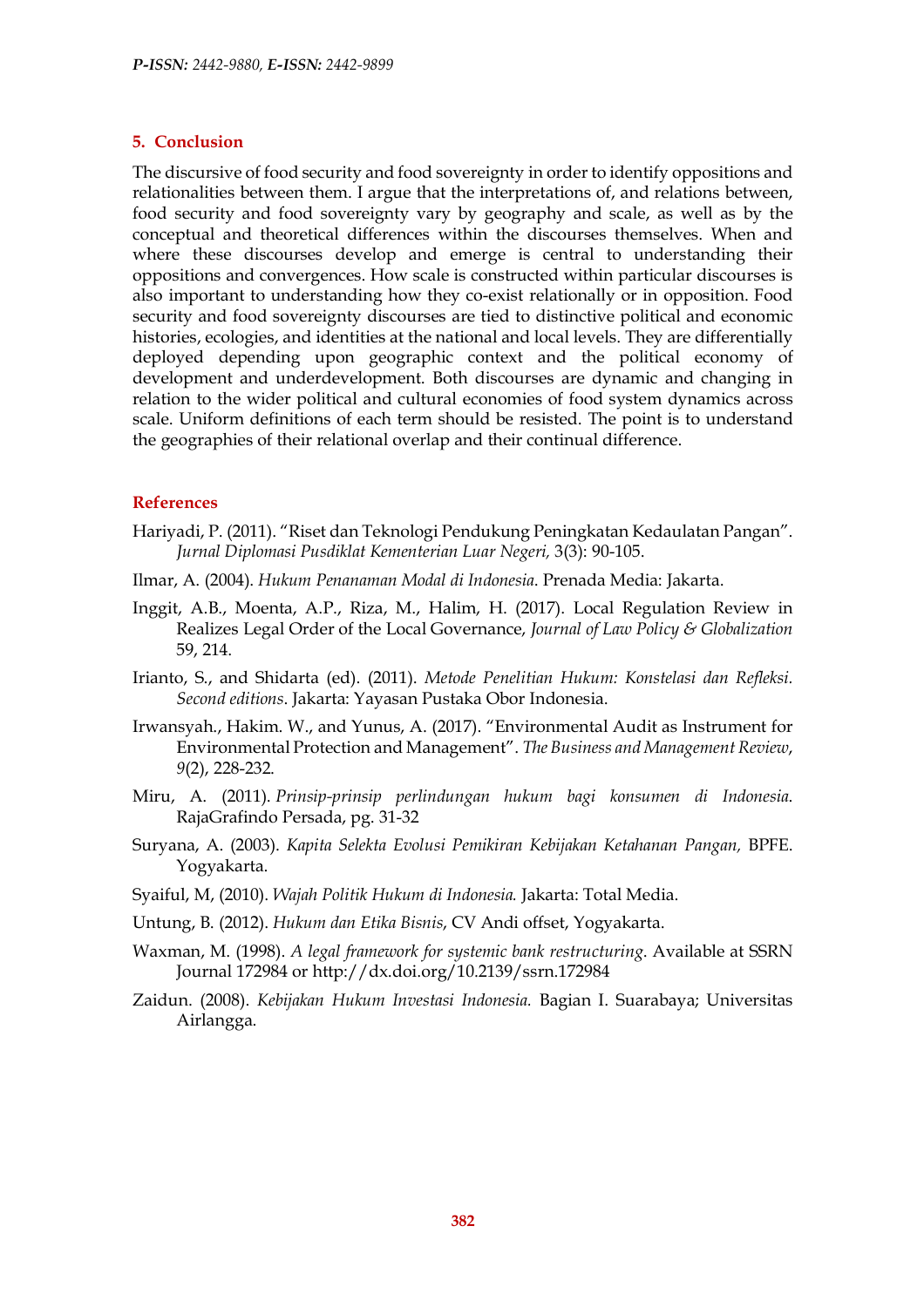## 5. Conclusion

The discursive of food security and food sovereignty in order to identify oppositions and relationalities between them. I argue that the interpretations of, and relations between, food security and food sovereignty vary by geography and scale, as well as by the conceptual and theoretical differences within the discourses themselves. When and where these discourses develop and emerge is central to understanding their oppositions and convergences. How scale is constructed within particular discourses is also important to understanding how they co-exist relationally or in opposition. Food security and food sovereignty discourses are tied to distinctive political and economic histories, ecologies, and identities at the national and local levels. They are differentially deployed depending upon geographic context and the political economy of development and underdevelopment. Both discourses are dynamic and changing in relation to the wider political and cultural economies of food system dynamics across scale. Uniform definitions of each term should be resisted. The point is to understand the geographies of their relational overlap and their continual difference.

## References

Hariyadi, P. (2011). "Riset dan Teknologi Pendukung Peningkatan Kedaulatan Pangan". *Jurnal Diplomasi Pusdiklat Kementerian Luar Negeri,* 3(3): 90-105.

Ilmar, A. (2004). *Hukum Penanaman Modal di Indonesia*. Prenada Media: Jakarta.

Inggit, A.B., Moenta, A.P., Riza, M., Halim, H. (2017). Local Regulation Review in Realizes Legal Order of the Local Governance, *Journal of Law Policy & Globalization* 59, 214.

Irianto, S., and Shidarta (ed). (2011). *Metode Penelitian Hukum: Konstelasi dan Refleksi. Second editions*. Jakarta: Yayasan Pustaka Obor Indonesia.

Irwansyah., Hakim. W., and Yunus, A. (2017). "Environmental Audit as Instrument for Environmental Protection and Management". *The Business and Management Review*, *9*(2), 228-232.

Miru, A. (2011). *Prinsip-prinsip perlindungan hukum bagi konsumen di Indonesia*. RajaGrafindo Persada, pg. 31-32

Suryana, A. (2003). *Kapita Selekta Evolusi Pemikiran Kebijakan Ketahanan Pangan,* BPFE. Yogyakarta.

Syaiful, M, (2010). *Wajah Politik Hukum di Indonesia.* Jakarta: Total Media.

Untung, B. (2012). *Hukum dan Etika Bisnis*, CV Andi offset, Yogyakarta.

Waxman, M. (1998). *A legal framework for systemic bank restructuring*. Available at SSRN Journal 172984 or http://dx.doi.org/10.2139/ssrn.172984

Zaidun. (2008). *Kebijakan Hukum Investasi Indonesia.* Bagian I. Suarabaya; Universitas Airlangga.